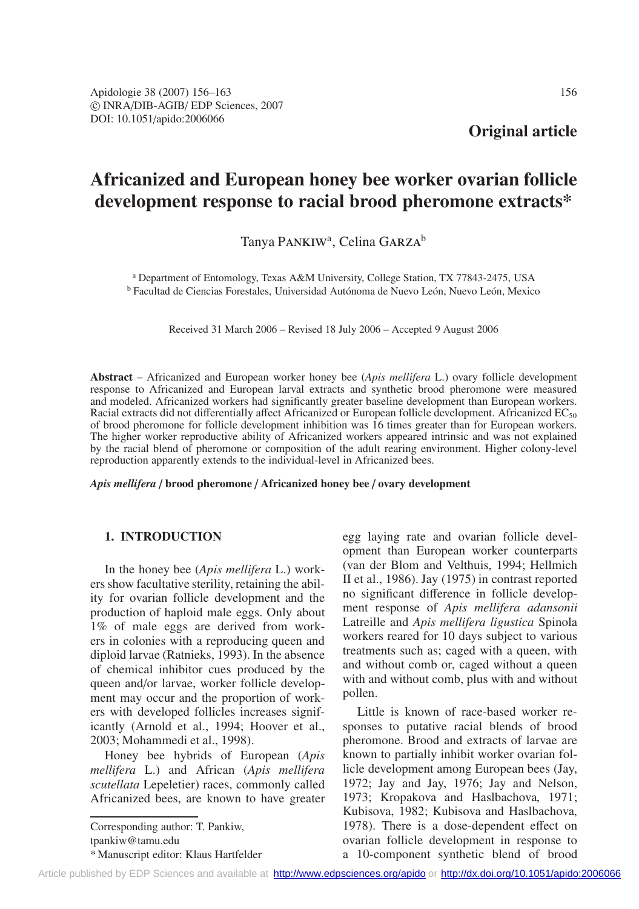**Original article**

# Africanized and European honey bee worker ovarian follicle development response to racial brood pheromone extracts*

Tanya PANKIW[a], Celina GARZA[b]

[a] Department of Entomology, Texas A&M University, College Station, TX 77843-2475, USA
[b] Facultad de Ciencias Forestales, Universidad Autónoma de Nuevo León, Nuevo León, Mexico

Received 31 March 2006 – Revised 18 July 2006 – Accepted 9 August 2006

**Abstract** – Africanized and European worker honey bee (*Apis mellifera* L.) ovary follicle development response to Africanized and European larval extracts and synthetic brood pheromone were measured and modeled. Africanized workers had significantly greater baseline development than European workers. Racial extracts did not differentially affect Africanized or European follicle development. Africanized $EC_{50}$ of brood pheromone for follicle development inhibition was 16 times greater than for European workers. The higher worker reproductive ability of Africanized workers appeared intrinsic and was not explained by the racial blend of pheromone or composition of the adult rearing environment. Higher colony-level reproduction apparently extends to the individual-level in Africanized bees.

***Apis mellifera* / brood pheromone / Africanized honey bee / ovary development**

## 1. INTRODUCTION

In the honey bee (*Apis mellifera* L.) workers show facultative sterility, retaining the ability for ovarian follicle development and the production of haploid male eggs. Only about 1% of male eggs are derived from workers in colonies with a reproducing queen and diploid larvae (Ratnieks, 1993). In the absence of chemical inhibitor cues produced by the queen and/or larvae, worker follicle development may occur and the proportion of workers with developed follicles increases significantly (Arnold et al., 1994; Hoover et al., 2003; Mohammedi et al., 1998).

Honey bee hybrids of European (*Apis mellifera* L.) and African (*Apis mellifera scutellata* Lepeletier) races, commonly called Africanized bees, are known to have greater egg laying rate and ovarian follicle development than European worker counterparts (van der Blom and Velthuis, 1994; Hellmich II et al., 1986). Jay (1975) in contrast reported no significant difference in follicle development response of *Apis mellifera adansonii* Latreille and *Apis mellifera ligustica* Spinola workers reared for 10 days subject to various treatments such as; caged with a queen, with and without comb or, caged without a queen with and without comb, plus with and without pollen.

Little is known of race-based worker responses to putative racial blends of brood pheromone. Brood and extracts of larvae are known to partially inhibit worker ovarian follicle development among European bees (Jay, 1972; Jay and Jay, 1976; Jay and Nelson, 1973; Kropakova and Haslbachova, 1971; Kubisova, 1982; Kubisova and Haslbachova, 1978). There is a dose-dependent effect on ovarian follicle development in response to a 10-component synthetic blend of brood

Corresponding author: T. Pankiw,
tpankiw@tamu.edu
\* Manuscript editor: Klaus Hartfelder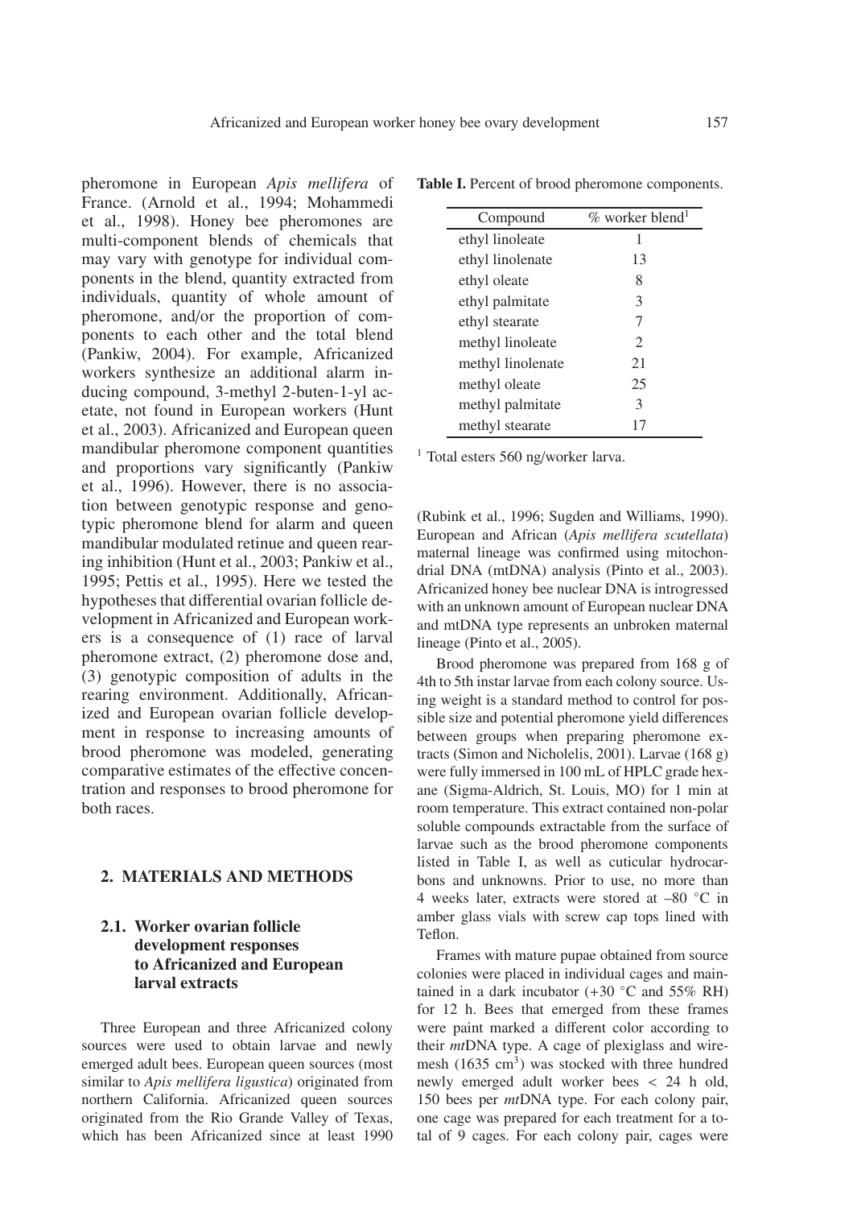pheromone in European *Apis mellifera* of France. (Arnold et al., 1994; Mohammedi et al., 1998). Honey bee pheromones are multi-component blends of chemicals that may vary with genotype for individual components in the blend, quantity extracted from individuals, quantity of whole amount of pheromone, and/or the proportion of components to each other and the total blend (Pankiw, 2004). For example, Africanized workers synthesize an additional alarm inducing compound, 3-methyl 2-buten-1-yl acetate, not found in European workers (Hunt et al., 2003). Africanized and European queen mandibular pheromone component quantities and proportions vary significantly (Pankiw et al., 1996). However, there is no association between genotypic response and genotypic pheromone blend for alarm and queen mandibular modulated retinue and queen rearing inhibition (Hunt et al., 2003; Pankiw et al., 1995; Pettis et al., 1995). Here we tested the hypotheses that differential ovarian follicle development in Africanized and European workers is a consequence of (1) race of larval pheromone extract, (2) pheromone dose and, (3) genotypic composition of adults in the rearing environment. Additionally, Africanized and European ovarian follicle development in response to increasing amounts of brood pheromone was modeled, generating comparative estimates of the effective concentration and responses to brood pheromone for both races.

**Table I.** Percent of brood pheromone components.

| Compound | % worker blend[1] |
|---|---|
| ethyl linoleate | 1 |
| ethyl linolenate | 13 |
| ethyl oleate | 8 |
| ethyl palmitate | 3 |
| ethyl stearate | 7 |
| methyl linoleate | 2 |
| methyl linolenate | 21 |
| methyl oleate | 25 |
| methyl palmitate | 3 |
| methyl stearate | 17 |

[1] Total esters 560 ng/worker larva.

## 2. MATERIALS AND METHODS

### 2.1. Worker ovarian follicle development responses to Africanized and European larval extracts

Three European and three Africanized colony sources were used to obtain larvae and newly emerged adult bees. European queen sources (most similar to *Apis mellifera ligustica*) originated from northern California. Africanized queen sources originated from the Rio Grande Valley of Texas, which has been Africanized since at least 1990 (Rubink et al., 1996; Sugden and Williams, 1990). European and African (*Apis mellifera scutellata*) maternal lineage was confirmed using mitochondrial DNA (mtDNA) analysis (Pinto et al., 2003). Africanized honey bee nuclear DNA is introgressed with an unknown amount of European nuclear DNA and mtDNA type represents an unbroken maternal lineage (Pinto et al., 2005).

Brood pheromone was prepared from 168 g of 4th to 5th instar larvae from each colony source. Using weight is a standard method to control for possible size and potential pheromone yield differences between groups when preparing pheromone extracts (Simon and Nicholelis, 2001). Larvae (168 g) were fully immersed in 100 mL of HPLC grade hexane (Sigma-Aldrich, St. Louis, MO) for 1 min at room temperature. This extract contained non-polar soluble compounds extractable from the surface of larvae such as the brood pheromone components listed in Table I, as well as cuticular hydrocarbons and unknowns. Prior to use, no more than 4 weeks later, extracts were stored at –80 °C in amber glass vials with screw cap tops lined with Teflon.

Frames with mature pupae obtained from source colonies were placed in individual cages and maintained in a dark incubator (+30 °C and 55% RH) for 12 h. Bees that emerged from these frames were paint marked a different color according to their *mt*DNA type. A cage of plexiglass and wire-mesh (1635 $cm^3$) was stocked with three hundred newly emerged adult worker bees < 24 h old, 150 bees per *mt*DNA type. For each colony pair, one cage was prepared for each treatment for a total of 9 cages. For each colony pair, cages were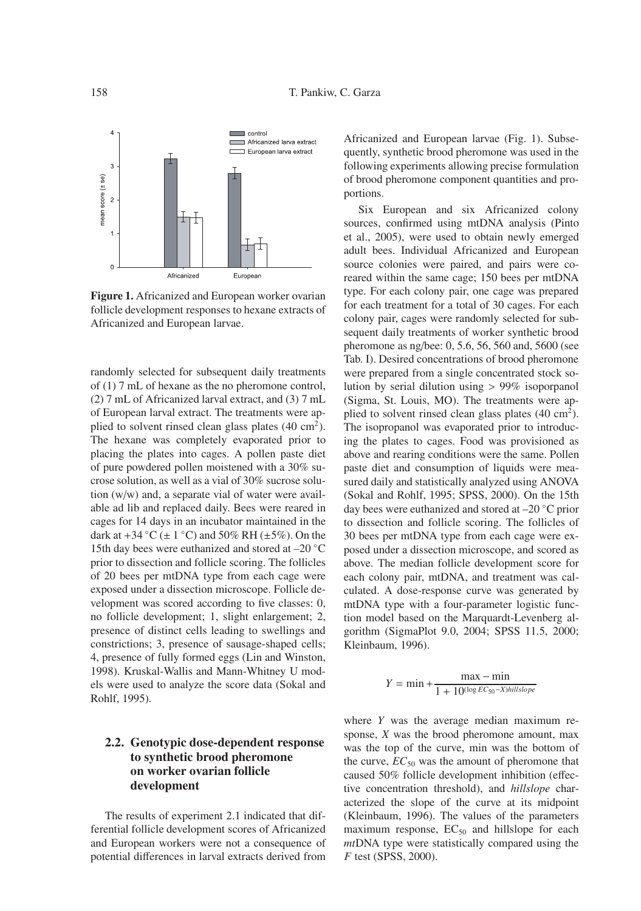**Figure 1.** Africanized and European worker ovarian follicle development responses to hexane extracts of Africanized and European larvae.

randomly selected for subsequent daily treatments of (1) 7 mL of hexane as the no pheromone control, (2) 7 mL of Africanized larval extract, and (3) 7 mL of European larval extract. The treatments were applied to solvent rinsed clean glass plates (40 $cm^2$). The hexane was completely evaporated prior to placing the plates into cages. A pollen paste diet of pure powdered pollen moistened with a 30% sucrose solution, as well as a vial of 30% sucrose solution (w/w) and, a separate vial of water were available ad lib and replaced daily. Bees were reared in cages for 14 days in an incubator maintained in the dark at +34 °C (± 1 °C) and 50% RH (±5%). On the 15th day bees were euthanized and stored at –20 °C prior to dissection and follicle scoring. The follicles of 20 bees per mtDNA type from each cage were exposed under a dissection microscope. Follicle development was scored according to five classes: 0, no follicle development; 1, slight enlargement; 2, presence of distinct cells leading to swellings and constrictions; 3, presence of sausage-shaped cells; 4, presence of fully formed eggs (Lin and Winston, 1998). Kruskal-Wallis and Mann-Whitney U models were used to analyze the score data (Sokal and Rohlf, 1995).

### 2.2. Genotypic dose-dependent response to synthetic brood pheromone on worker ovarian follicle development

The results of experiment 2.1 indicated that differential follicle development scores of Africanized and European workers were not a consequence of potential differences in larval extracts derived from Africanized and European larvae (Fig. 1). Subsequently, synthetic brood pheromone was used in the following experiments allowing precise formulation of brood pheromone component quantities and proportions.

Six European and six Africanized colony sources, confirmed using mtDNA analysis (Pinto et al., 2005), were used to obtain newly emerged adult bees. Individual Africanized and European source colonies were paired, and pairs were co-reared within the same cage; 150 bees per mtDNA type. For each colony pair, one cage was prepared for each treatment for a total of 30 cages. For each colony pair, cages were randomly selected for subsequent daily treatments of worker synthetic brood pheromone as ng/bee: 0, 5.6, 56, 560 and, 5600 (see Tab. I). Desired concentrations of brood pheromone were prepared from a single concentrated stock solution by serial dilution using > 99% isoporpanol (Sigma, St. Louis, MO). The treatments were applied to solvent rinsed clean glass plates (40 $cm^2$). The isopropanol was evaporated prior to introducing the plates to cages. Food was provisioned as above and rearing conditions were the same. Pollen paste diet and consumption of liquids were measured daily and statistically analyzed using ANOVA (Sokal and Rohlf, 1995; SPSS, 2000). On the 15th day bees were euthanized and stored at –20 °C prior to dissection and follicle scoring. The follicles of 30 bees per mtDNA type from each cage were exposed under a dissection microscope, and scored as above. The median follicle development score for each colony pair, mtDNA, and treatment was calculated. A dose-response curve was generated by mtDNA type with a four-parameter logistic function model based on the Marquardt-Levenberg algorithm (SigmaPlot 9.0, 2004; SPSS 11.5, 2000; Kleinbaum, 1996).

$$Y = \min + \frac{\max - \min}{1 + 10^{(\log EC_{50} - X) hillslope}}$$

where $Y$ was the average median maximum response, $X$ was the brood pheromone amount, max was the top of the curve, min was the bottom of the curve, $EC_{50}$ was the amount of pheromone that caused 50% follicle development inhibition (effective concentration threshold), and *hillslope* characterized the slope of the curve at its midpoint (Kleinbaum, 1996). The values of the parameters maximum response, $EC_{50}$ and hillslope for each *mt*DNA type were statistically compared using the $F$ test (SPSS, 2000).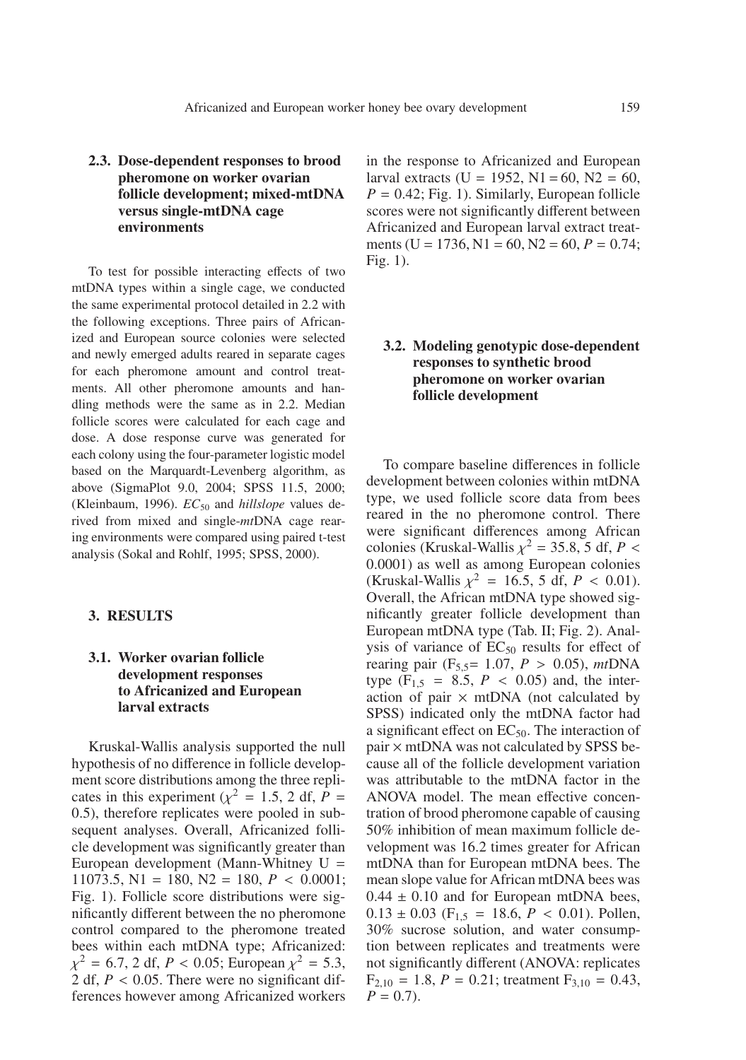### 2.3. Dose-dependent responses to brood pheromone on worker ovarian follicle development; mixed-mtDNA versus single-mtDNA cage environments

To test for possible interacting effects of two mtDNA types within a single cage, we conducted the same experimental protocol detailed in 2.2 with the following exceptions. Three pairs of Africanized and European source colonies were selected and newly emerged adults reared in separate cages for each pheromone amount and control treatments. All other pheromone amounts and handling methods were the same as in 2.2. Median follicle scores were calculated for each cage and dose. A dose response curve was generated for each colony using the four-parameter logistic model based on the Marquardt-Levenberg algorithm, as above (SigmaPlot 9.0, 2004; SPSS 11.5, 2000; (Kleinbaum, 1996). $EC_{50}$ and *hillslope* values derived from mixed and single-*mt*DNA cage rearing environments were compared using paired t-test analysis (Sokal and Rohlf, 1995; SPSS, 2000).

## 3. RESULTS

### 3.1. Worker ovarian follicle development responses to Africanized and European larval extracts

Kruskal-Wallis analysis supported the null hypothesis of no difference in follicle development score distributions among the three replicates in this experiment ($\chi^2 = 1.5$, 2 df, $P = 0.5$), therefore replicates were pooled in subsequent analyses. Overall, Africanized follicle development was significantly greater than European development (Mann-Whitney U = 11073.5, N1 = 180, N2 = 180, $P < 0.0001$; Fig. 1). Follicle score distributions were significantly different between the no pheromone control compared to the pheromone treated bees within each mtDNA type; Africanized: $\chi^2 = 6.7$, 2 df, $P < 0.05$; European $\chi^2 = 5.3$, 2 df, $P < 0.05$. There were no significant differences however among Africanized workers in the response to Africanized and European larval extracts (U = 1952, N1 = 60, N2 = 60, $P = 0.42$; Fig. 1). Similarly, European follicle scores were not significantly different between Africanized and European larval extract treatments (U = 1736, N1 = 60, N2 = 60, $P = 0.74$; Fig. 1).

### 3.2. Modeling genotypic dose-dependent responses to synthetic brood pheromone on worker ovarian follicle development

To compare baseline differences in follicle development between colonies within mtDNA type, we used follicle score data from bees reared in the no pheromone control. There were significant differences among African colonies (Kruskal-Wallis $\chi^2 = 35.8$, 5 df, $P < 0.0001$) as well as among European colonies (Kruskal-Wallis $\chi^2 = 16.5$, 5 df, $P < 0.01$). Overall, the African mtDNA type showed significantly greater follicle development than European mtDNA type (Tab. II; Fig. 2). Analysis of variance of $EC_{50}$ results for effect of rearing pair ($F_{5,5} = 1.07$, $P > 0.05$), *mt*DNA type ($F_{1,5} = 8.5$, $P < 0.05$) and, the interaction of pair × mtDNA (not calculated by SPSS) indicated only the mtDNA factor had a significant effect on $EC_{50}$. The interaction of pair × mtDNA was not calculated by SPSS because all of the follicle development variation was attributable to the mtDNA factor in the ANOVA model. The mean effective concentration of brood pheromone capable of causing 50% inhibition of mean maximum follicle development was 16.2 times greater for African mtDNA than for European mtDNA bees. The mean slope value for African mtDNA bees was $0.44 \pm 0.10$ and for European mtDNA bees, $0.13 \pm 0.03$ ($F_{1,5} = 18.6$, $P < 0.01$). Pollen, 30% sucrose solution, and water consumption between replicates and treatments were not significantly different (ANOVA: replicates $F_{2,10} = 1.8$, $P = 0.21$; treatment $F_{3,10} = 0.43$, $P = 0.7$).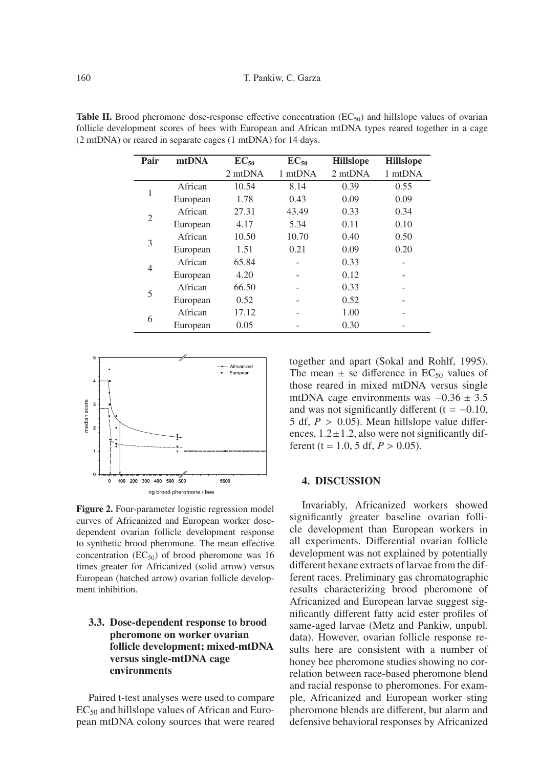**Table II.** Brood pheromone dose-response effective concentration ($EC_{50}$) and hillslope values of ovarian follicle development scores of bees with European and African mtDNA types reared together in a cage (2 mtDNA) or reared in separate cages (1 mtDNA) for 14 days.

| Pair | mtDNA | $EC_{50}$ 2 mtDNA | $EC_{50}$ 1 mtDNA | Hillslope 2 mtDNA | Hillslope 1 mtDNA |
|---|---|---|---|---|---|
| 1 | African | 10.54 | 8.14 | 0.39 | 0.55 |
| | European | 1.78 | 0.43 | 0.09 | 0.09 |
| 2 | African | 27.31 | 43.49 | 0.33 | 0.34 |
| | European | 4.17 | 5.34 | 0.11 | 0.10 |
| 3 | African | 10.50 | 10.70 | 0.40 | 0.50 |
| | European | 1.51 | 0.21 | 0.09 | 0.20 |
| 4 | African | 65.84 | - | 0.33 | - |
| | European | 4.20 | - | 0.12 | - |
| 5 | African | 66.50 | - | 0.33 | - |
| | European | 0.52 | - | 0.52 | - |
| 6 | African | 17.12 | - | 1.00 | - |
| | European | 0.05 | - | 0.30 | - |

**Figure 2.** Four-parameter logistic regression model curves of Africanized and European worker dose-dependent ovarian follicle development response to synthetic brood pheromone. The mean effective concentration ($EC_{50}$) of brood pheromone was 16 times greater for Africanized (solid arrow) versus European (hatched arrow) ovarian follicle development inhibition.

### 3.3. Dose-dependent response to brood pheromone on worker ovarian follicle development; mixed-mtDNA versus single-mtDNA cage environments

Paired t-test analyses were used to compare $EC_{50}$ and hillslope values of African and European mtDNA colony sources that were reared together and apart (Sokal and Rohlf, 1995). The mean ± se difference in $EC_{50}$ values of those reared in mixed mtDNA versus single mtDNA cage environments was $-0.36 \pm 3.5$ and was not significantly different ($t = -0.10$, 5 df, $P > 0.05$). Mean hillslope value differences, $1.2 \pm 1.2$, also were not significantly different ($t = 1.0$, 5 df, $P > 0.05$).

## 4. DISCUSSION

Invariably, Africanized workers showed significantly greater baseline ovarian follicle development than European workers in all experiments. Differential ovarian follicle development was not explained by potentially different hexane extracts of larvae from the different races. Preliminary gas chromatographic results characterizing brood pheromone of Africanized and European larvae suggest significantly different fatty acid ester profiles of same-aged larvae (Metz and Pankiw, unpubl. data). However, ovarian follicle response results here are consistent with a number of honey bee pheromone studies showing no correlation between race-based pheromone blend and racial response to pheromones. For example, Africanized and European worker sting pheromone blends are different, but alarm and defensive behavioral responses by Africanized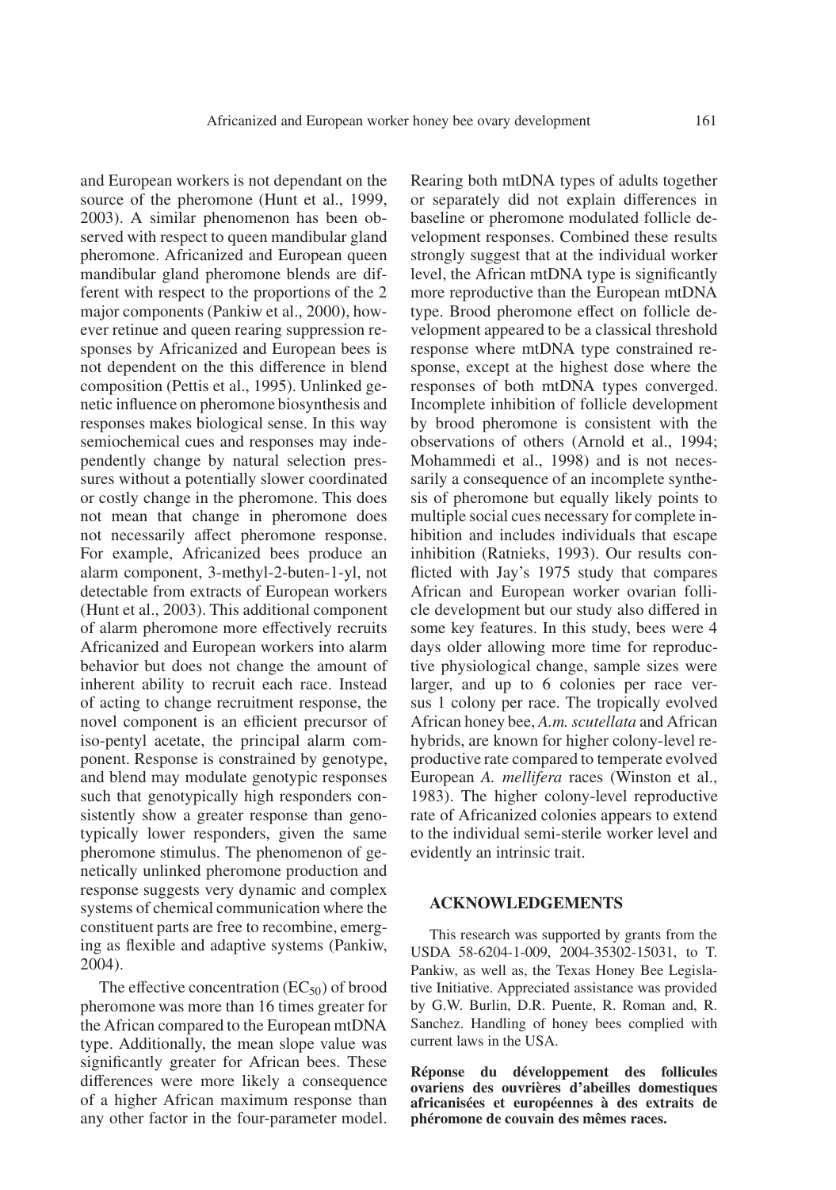and European workers is not dependant on the source of the pheromone (Hunt et al., 1999, 2003). A similar phenomenon has been observed with respect to queen mandibular gland pheromone. Africanized and European queen mandibular gland pheromone blends are different with respect to the proportions of the 2 major components (Pankiw et al., 2000), however retinue and queen rearing suppression responses by Africanized and European bees is not dependent on the this difference in blend composition (Pettis et al., 1995). Unlinked genetic influence on pheromone biosynthesis and responses makes biological sense. In this way semiochemical cues and responses may independently change by natural selection pressures without a potentially slower coordinated or costly change in the pheromone. This does not mean that change in pheromone does not necessarily affect pheromone response. For example, Africanized bees produce an alarm component, 3-methyl-2-buten-1-yl, not detectable from extracts of European workers (Hunt et al., 2003). This additional component of alarm pheromone more effectively recruits Africanized and European workers into alarm behavior but does not change the amount of inherent ability to recruit each race. Instead of acting to change recruitment response, the novel component is an efficient precursor of iso-pentyl acetate, the principal alarm component. Response is constrained by genotype, and blend may modulate genotypic responses such that genotypically high responders consistently show a greater response than genotypically lower responders, given the same pheromone stimulus. The phenomenon of genetically unlinked pheromone production and response suggests very dynamic and complex systems of chemical communication where the constituent parts are free to recombine, emerging as flexible and adaptive systems (Pankiw, 2004).

The effective concentration ($EC_{50}$) of brood pheromone was more than 16 times greater for the African compared to the European mtDNA type. Additionally, the mean slope value was significantly greater for African bees. These differences were more likely a consequence of a higher African maximum response than any other factor in the four-parameter model. Rearing both mtDNA types of adults together or separately did not explain differences in baseline or pheromone modulated follicle development responses. Combined these results strongly suggest that at the individual worker level, the African mtDNA type is significantly more reproductive than the European mtDNA type. Brood pheromone effect on follicle development appeared to be a classical threshold response where mtDNA type constrained response, except at the highest dose where the responses of both mtDNA types converged. Incomplete inhibition of follicle development by brood pheromone is consistent with the observations of others (Arnold et al., 1994; Mohammedi et al., 1998) and is not necessarily a consequence of an incomplete synthesis of pheromone but equally likely points to multiple social cues necessary for complete inhibition and includes individuals that escape inhibition (Ratnieks, 1993). Our results conflicted with Jay's 1975 study that compares African and European worker ovarian follicle development but our study also differed in some key features. In this study, bees were 4 days older allowing more time for reproductive physiological change, sample sizes were larger, and up to 6 colonies per race versus 1 colony per race. The tropically evolved African honey bee, *A.m. scutellata* and African hybrids, are known for higher colony-level reproductive rate compared to temperate evolved European *A. mellifera* races (Winston et al., 1983). The higher colony-level reproductive rate of Africanized colonies appears to extend to the individual semi-sterile worker level and evidently an intrinsic trait.

## ACKNOWLEDGEMENTS

This research was supported by grants from the USDA 58-6204-1-009, 2004-35302-15031, to T. Pankiw, as well as, the Texas Honey Bee Legislative Initiative. Appreciated assistance was provided by G.W. Burlin, D.R. Puente, R. Roman and, R. Sanchez. Handling of honey bees complied with current laws in the USA.

**Réponse du développement des follicules ovariens des ouvrières d'abeilles domestiques africanisées et européennes à des extraits de phéromone de couvain des mêmes races.**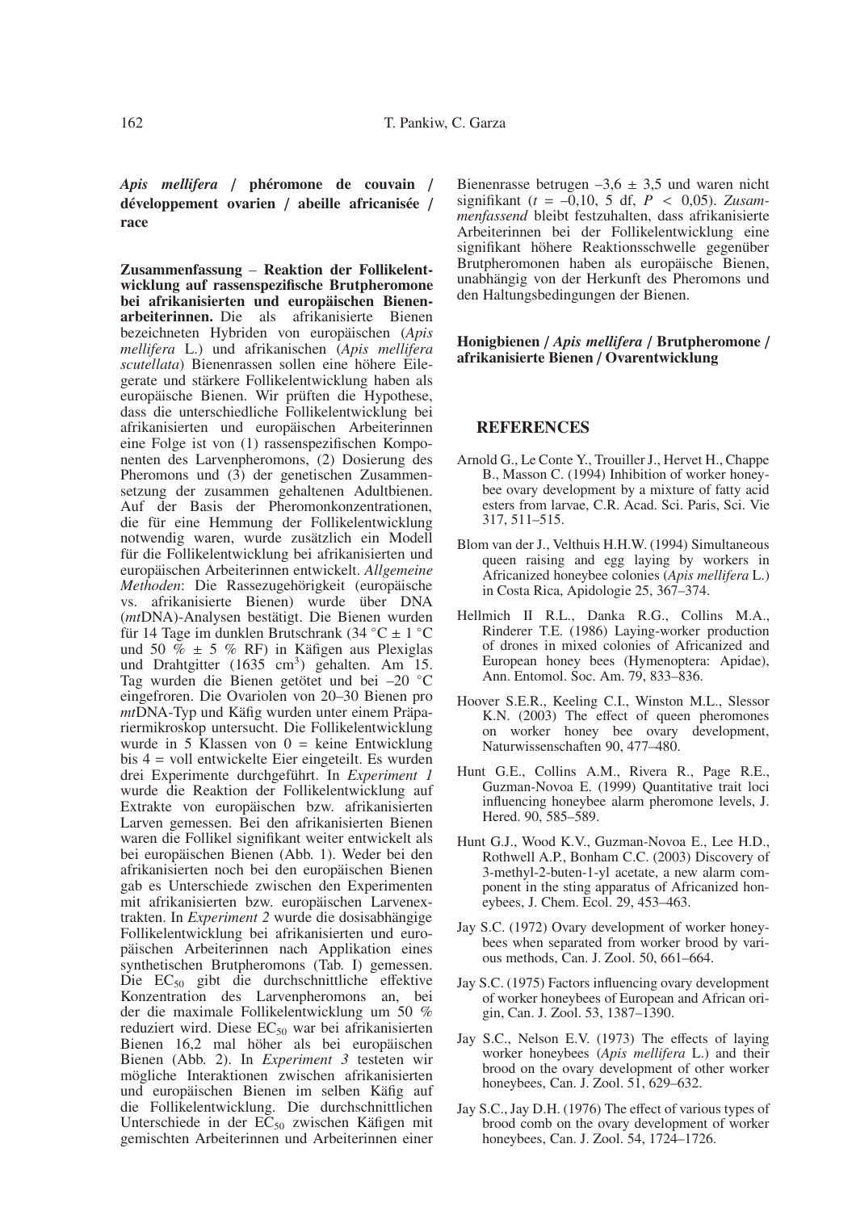***Apis mellifera* / phéromone de couvain / développement ovarien / abeille africanisée / race**

**Zusammenfassung** – **Reaktion der Follikelentwicklung auf rassenspezifische Brutpheromone bei afrikanisierten und europäischen Bienenarbeiterinnen.** Die als afrikanisierte Bienen bezeichneten Hybriden von europäischen (*Apis mellifera* L.) und afrikanischen (*Apis mellifera scutellata*) Bienenrassen sollen eine höhere Eilegerate und stärkere Follikelentwicklung haben als europäische Bienen. Wir prüften die Hypothese, dass die unterschiedliche Follikelentwicklung bei afrikanisierten und europäischen Arbeiterinnen eine Folge ist von (1) rassenspezifischen Komponenten des Larvenpheromons, (2) Dosierung des Pheromons und (3) der genetischen Zusammensetzung der zusammen gehaltenen Adultbienen. Auf der Basis der Pheromonkonzentrationen, die für eine Hemmung der Follikelentwicklung notwendig waren, wurde zusätzlich ein Modell für die Follikelentwicklung bei afrikanisierten und europäischen Arbeiterinnen entwickelt. *Allgemeine Methoden*: Die Rassezugehörigkeit (europäische vs. afrikanisierte Bienen) wurde über DNA (*mt*DNA)-Analysen bestätigt. Die Bienen wurden für 14 Tage im dunklen Brutschrank (34 °C ± 1 °C und 50 % ± 5 % RF) in Käfigen aus Plexiglas und Drahtgitter (1635 $cm^3$) gehalten. Am 15. Tag wurden die Bienen getötet und bei –20 °C eingefroren. Die Ovariolen von 20–30 Bienen pro *mt*DNA-Typ und Käfig wurden unter einem Präpariermikroskop untersucht. Die Follikelentwicklung wurde in 5 Klassen von 0 = keine Entwicklung bis 4 = voll entwickelte Eier eingeteilt. Es wurden drei Experimente durchgeführt. In *Experiment 1* wurde die Reaktion der Follikelentwicklung auf Extrakte von europäischen bzw. afrikanisierten Larven gemessen. Bei den afrikanisierten Bienen waren die Follikel signifikant weiter entwickelt als bei europäischen Bienen (Abb. 1). Weder bei den afrikanisierten noch bei den europäischen Bienen gab es Unterschiede zwischen den Experimenten mit afrikanisierten bzw. europäischen Larvenextrakten. In *Experiment 2* wurde die dosisabhängige Follikelentwicklung bei afrikanisierten und europäischen Arbeiterinnen nach Applikation eines synthetischen Brutpheromons (Tab. I) gemessen. Die $EC_{50}$ gibt die durchschnittliche effektive Konzentration des Larvenpheromons an, bei der die maximale Follikelentwicklung um 50 % reduziert wird. Diese $EC_{50}$ war bei afrikanisierten Bienen 16,2 mal höher als bei europäischen Bienen (Abb. 2). In *Experiment 3* testeten wir mögliche Interaktionen zwischen afrikanisierten und europäischen Bienen im selben Käfig auf die Follikelentwicklung. Die durchschnittlichen Unterschiede in der $EC_{50}$ zwischen Käfigen mit gemischten Arbeiterinnen und Arbeiterinnen einer Bienenrasse betrugen –3,6 ± 3,5 und waren nicht signifikant ($t$ = –0,10, 5 df, $P$ < 0,05). *Zusammenfassend* bleibt festzuhalten, dass afrikanisierte Arbeiterinnen bei der Follikelentwicklung eine signifikant höhere Reaktionsschwelle gegenüber Brutpheromonen haben als europäische Bienen, unabhängig von der Herkunft des Pheromons und den Haltungsbedingungen der Bienen.

**Honigbienen / *Apis mellifera* / Brutpheromone / afrikanisierte Bienen / Ovarentwicklung**

## REFERENCES

Arnold G., Le Conte Y., Trouiller J., Hervet H., Chappe B., Masson C. (1994) Inhibition of worker honeybee ovary development by a mixture of fatty acid esters from larvae, C.R. Acad. Sci. Paris, Sci. Vie 317, 511–515.

Blom van der J., Velthuis H.H.W. (1994) Simultaneous queen raising and egg laying by workers in Africanized honeybee colonies (*Apis mellifera* L.) in Costa Rica, Apidologie 25, 367–374.

Hellmich II R.L., Danka R.G., Collins M.A., Rinderer T.E. (1986) Laying-worker production of drones in mixed colonies of Africanized and European honey bees (Hymenoptera: Apidae), Ann. Entomol. Soc. Am. 79, 833–836.

Hoover S.E.R., Keeling C.I., Winston M.L., Slessor K.N. (2003) The effect of queen pheromones on worker honey bee ovary development, Naturwissenschaften 90, 477–480.

Hunt G.E., Collins A.M., Rivera R., Page R.E., Guzman-Novoa E. (1999) Quantitative trait loci influencing honeybee alarm pheromone levels, J. Hered. 90, 585–589.

Hunt G.J., Wood K.V., Guzman-Novoa E., Lee H.D., Rothwell A.P., Bonham C.C. (2003) Discovery of 3-methyl-2-buten-1-yl acetate, a new alarm component in the sting apparatus of Africanized honeybees, J. Chem. Ecol. 29, 453–463.

Jay S.C. (1972) Ovary development of worker honeybees when separated from worker brood by various methods, Can. J. Zool. 50, 661–664.

Jay S.C. (1975) Factors influencing ovary development of worker honeybees of European and African origin, Can. J. Zool. 53, 1387–1390.

Jay S.C., Nelson E.V. (1973) The effects of laying worker honeybees (*Apis mellifera* L.) and their brood on the ovary development of other worker honeybees, Can. J. Zool. 51, 629–632.

Jay S.C., Jay D.H. (1976) The effect of various types of brood comb on the ovary development of worker honeybees, Can. J. Zool. 54, 1724–1726.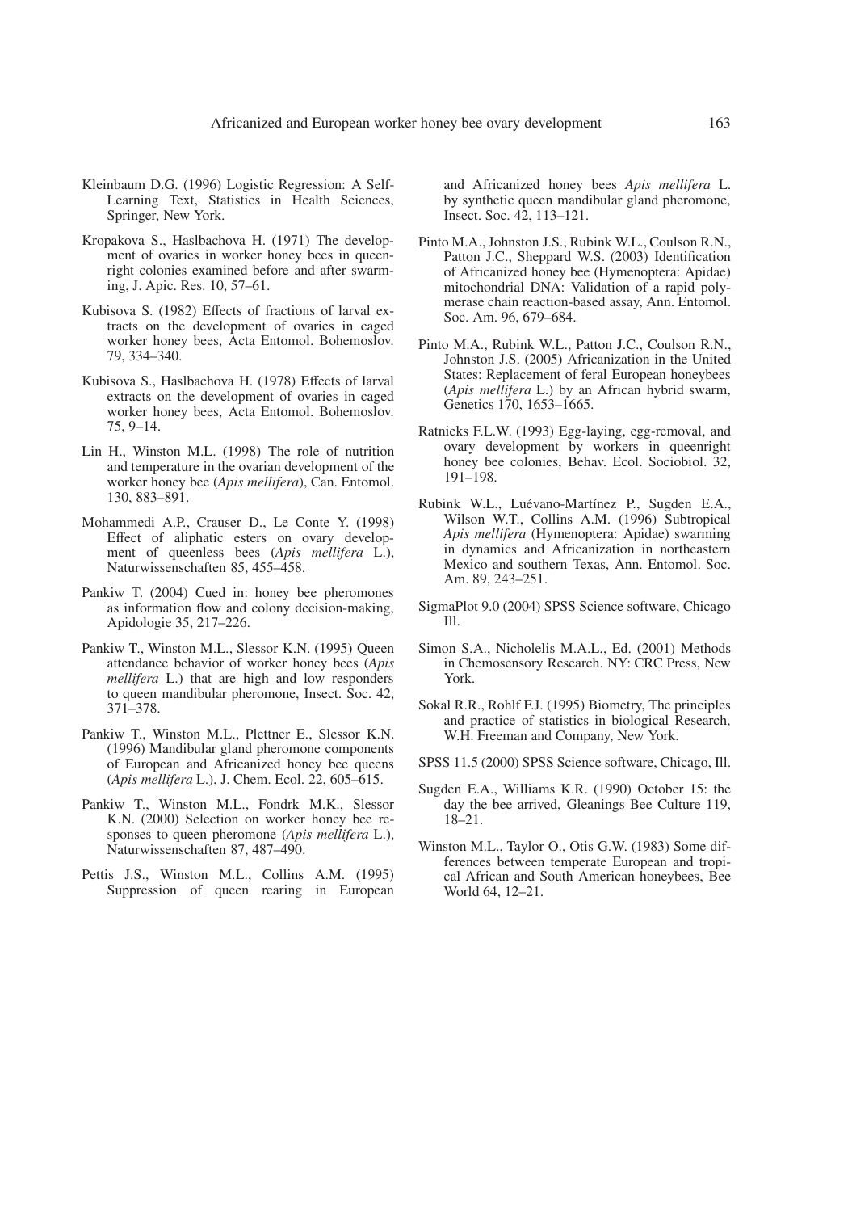Kleinbaum D.G. (1996) Logistic Regression: A Self-Learning Text, Statistics in Health Sciences, Springer, New York.

Kropakova S., Haslbachova H. (1971) The development of ovaries in worker honey bees in queenright colonies examined before and after swarming, J. Apic. Res. 10, 57–61.

Kubisova S. (1982) Effects of fractions of larval extracts on the development of ovaries in caged worker honey bees, Acta Entomol. Bohemoslov. 79, 334–340.

Kubisova S., Haslbachova H. (1978) Effects of larval extracts on the development of ovaries in caged worker honey bees, Acta Entomol. Bohemoslov. 75, 9–14.

Lin H., Winston M.L. (1998) The role of nutrition and temperature in the ovarian development of the worker honey bee (*Apis mellifera*), Can. Entomol. 130, 883–891.

Mohammedi A.P., Crauser D., Le Conte Y. (1998) Effect of aliphatic esters on ovary development of queenless bees (*Apis mellifera* L.), Naturwissenschaften 85, 455–458.

Pankiw T. (2004) Cued in: honey bee pheromones as information flow and colony decision-making, Apidologie 35, 217–226.

Pankiw T., Winston M.L., Slessor K.N. (1995) Queen attendance behavior of worker honey bees (*Apis mellifera* L.) that are high and low responders to queen mandibular pheromone, Insect. Soc. 42, 371–378.

Pankiw T., Winston M.L., Plettner E., Slessor K.N. (1996) Mandibular gland pheromone components of European and Africanized honey bee queens (*Apis mellifera* L.), J. Chem. Ecol. 22, 605–615.

Pankiw T., Winston M.L., Fondrk M.K., Slessor K.N. (2000) Selection on worker honey bee responses to queen pheromone (*Apis mellifera* L.), Naturwissenschaften 87, 487–490.

Pettis J.S., Winston M.L., Collins A.M. (1995) Suppression of queen rearing in European and Africanized honey bees *Apis mellifera* L. by synthetic queen mandibular gland pheromone, Insect. Soc. 42, 113–121.

Pinto M.A., Johnston J.S., Rubink W.L., Coulson R.N., Patton J.C., Sheppard W.S. (2003) Identification of Africanized honey bee (Hymenoptera: Apidae) mitochondrial DNA: Validation of a rapid polymerase chain reaction-based assay, Ann. Entomol. Soc. Am. 96, 679–684.

Pinto M.A., Rubink W.L., Patton J.C., Coulson R.N., Johnston J.S. (2005) Africanization in the United States: Replacement of feral European honeybees (*Apis mellifera* L.) by an African hybrid swarm, Genetics 170, 1653–1665.

Ratnieks F.L.W. (1993) Egg-laying, egg-removal, and ovary development by workers in queenright honey bee colonies, Behav. Ecol. Sociobiol. 32, 191–198.

Rubink W.L., Luévano-Martínez P., Sugden E.A., Wilson W.T., Collins A.M. (1996) Subtropical *Apis mellifera* (Hymenoptera: Apidae) swarming in dynamics and Africanization in northeastern Mexico and southern Texas, Ann. Entomol. Soc. Am. 89, 243–251.

SigmaPlot 9.0 (2004) SPSS Science software, Chicago Ill.

Simon S.A., Nicholelis M.A.L., Ed. (2001) Methods in Chemosensory Research. NY: CRC Press, New York.

Sokal R.R., Rohlf F.J. (1995) Biometry, The principles and practice of statistics in biological Research, W.H. Freeman and Company, New York.

SPSS 11.5 (2000) SPSS Science software, Chicago, Ill.

Sugden E.A., Williams K.R. (1990) October 15: the day the bee arrived, Gleanings Bee Culture 119, 18–21.

Winston M.L., Taylor O., Otis G.W. (1983) Some differences between temperate European and tropical African and South American honeybees, Bee World 64, 12–21.